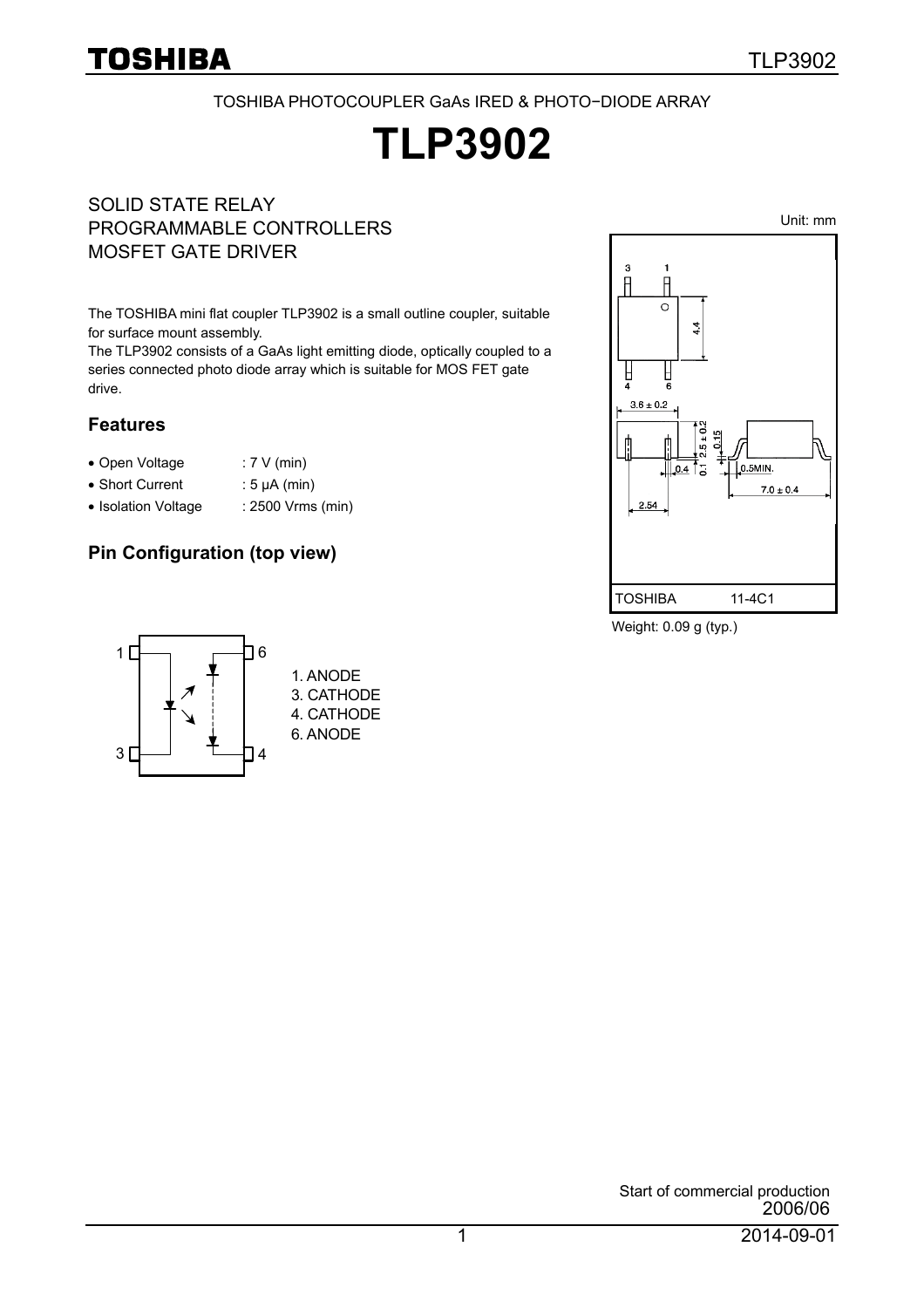TOSHIBA PHOTOCOUPLER GaAs IRED & PHOTO−DIODE ARRAY

# TLP3902

SOLID STATE RELAY
PROGRAMMABLE CONTROLLERS
MOSFET GATE DRIVER

The TOSHIBA mini flat coupler TLP3902 is a small outline coupler, suitable for surface mount assembly.
The TLP3902 consists of a GaAs light emitting diode, optically coupled to a series connected photo diode array which is suitable for MOS FET gate drive.

## Features

- Open Voltage : 7 V (min)
- Short Current : 5 μA (min)
- Isolation Voltage : 2500 Vrms (min)

## Pin Configuration (top view)

1. ANODE
3. CATHODE
4. CATHODE
6. ANODE

Unit: mm

TOSHIBA 11-4C1

Weight: 0.09 g (typ.)

Start of commercial production
2006/06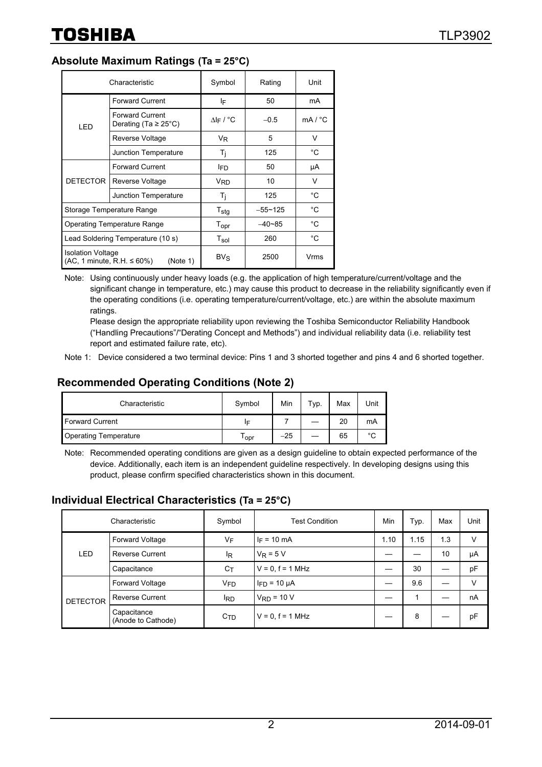## Absolute Maximum Ratings (Ta = 25°C)

| Characteristic | | Symbol | Rating | Unit |
|---|---|---|---|---|
| LED | Forward Current | $I_F$ | 50 | mA |
| | Forward Current Derating (Ta ≥ 25°C) | $\Delta I_F$ / °C | −0.5 | mA / °C |
| | Reverse Voltage | $V_R$ | 5 | V |
| | Junction Temperature | $T_j$ | 125 | °C |
| DETECTOR | Forward Current | $I_{FD}$ | 50 | μA |
| | Reverse Voltage | $V_{RD}$ | 10 | V |
| | Junction Temperature | $T_j$ | 125 | °C |
| Storage Temperature Range | | $T_{stg}$ | −55~125 | °C |
| Operating Temperature Range | | $T_{opr}$ | −40~85 | °C |
| Lead Soldering Temperature (10 s) | | $T_{sol}$ | 260 | °C |
| Isolation Voltage (AC, 1 minute, R.H. ≤ 60%) (Note 1) | | $BV_S$ | 2500 | Vrms |

Note: Using continuously under heavy loads (e.g. the application of high temperature/current/voltage and the significant change in temperature, etc.) may cause this product to decrease in the reliability significantly even if the operating conditions (i.e. operating temperature/current/voltage, etc.) are within the absolute maximum ratings.
Please design the appropriate reliability upon reviewing the Toshiba Semiconductor Reliability Handbook ("Handling Precautions"/"Derating Concept and Methods") and individual reliability data (i.e. reliability test report and estimated failure rate, etc).

Note 1: Device considered a two terminal device: Pins 1 and 3 shorted together and pins 4 and 6 shorted together.

## Recommended Operating Conditions (Note 2)

| Characteristic | Symbol | Min | Typ. | Max | Unit |
|---|---|---|---|---|---|
| Forward Current | $I_F$ | 7 | — | 20 | mA |
| Operating Temperature | $T_{opr}$ | −25 | — | 65 | °C |

Note: Recommended operating conditions are given as a design guideline to obtain expected performance of the device. Additionally, each item is an independent guideline respectively. In developing designs using this product, please confirm specified characteristics shown in this document.

## Individual Electrical Characteristics (Ta = 25°C)

| Characteristic | | Symbol | Test Condition | Min | Typ. | Max | Unit |
|---|---|---|---|---|---|---|---|
| LED | Forward Voltage | $V_F$ | $I_F$ = 10 mA | 1.10 | 1.15 | 1.3 | V |
| | Reverse Current | $I_R$ | $V_R$ = 5 V | — | — | 10 | μA |
| | Capacitance | $C_T$ | V = 0, f = 1 MHz | — | 30 | — | pF |
| DETECTOR | Forward Voltage | $V_{FD}$ | $I_{FD}$ = 10 μA | — | 9.6 | — | V |
| | Reverse Current | $I_{RD}$ | $V_{RD}$ = 10 V | — | 1 | — | nA |
| | Capacitance (Anode to Cathode) | $C_{TD}$ | V = 0, f = 1 MHz | — | 8 | — | pF |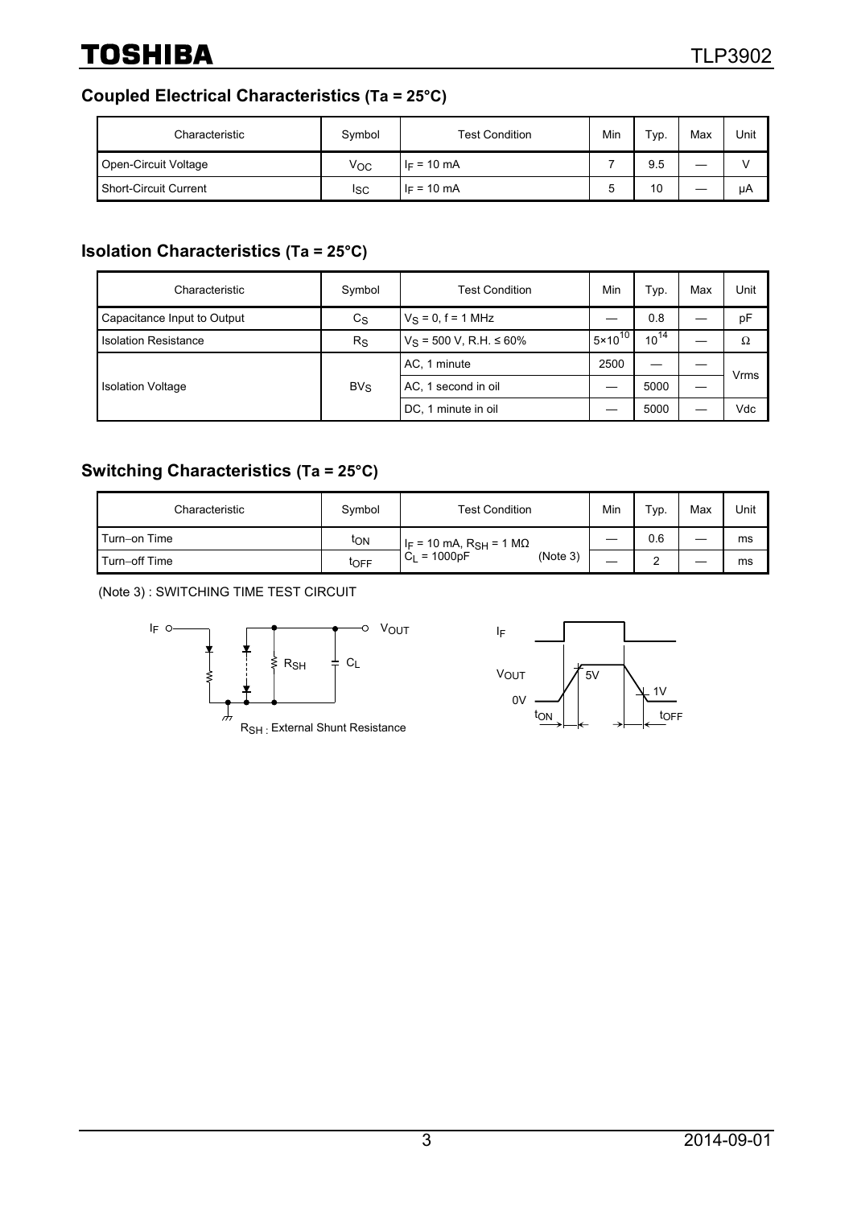## Coupled Electrical Characteristics (Ta = 25°C)

| Characteristic | Symbol | Test Condition | Min | Typ. | Max | Unit |
|---|---|---|---|---|---|---|
| Open-Circuit Voltage | $V_{OC}$ | $I_F$ = 10 mA | 7 | 9.5 | — | V |
| Short-Circuit Current | $I_{SC}$ | $I_F$ = 10 mA | 5 | 10 | — | μA |

## Isolation Characteristics (Ta = 25°C)

| Characteristic | Symbol | Test Condition | Min | Typ. | Max | Unit |
|---|---|---|---|---|---|---|
| Capacitance Input to Output | $C_S$ | $V_S$ = 0, f = 1 MHz | — | 0.8 | — | pF |
| Isolation Resistance | $R_S$ | $V_S$ = 500 V, R.H. ≤ 60% | $5\times10^{10}$ | $10^{14}$ | — | Ω |
| Isolation Voltage | $BV_S$ | AC, 1 minute | 2500 | — | — | Vrms |
| | | AC, 1 second in oil | — | 5000 | — | Vrms |
| | | DC, 1 minute in oil | — | 5000 | — | Vdc |

## Switching Characteristics (Ta = 25°C)

| Characteristic | Symbol | Test Condition | Min | Typ. | Max | Unit |
|---|---|---|---|---|---|---|
| Turn–on Time | $t_{ON}$ | $I_F$ = 10 mA, $R_{SH}$ = 1 MΩ, $C_L$ = 1000pF (Note 3) | — | 0.6 | — | ms |
| Turn–off Time | $t_{OFF}$ | | — | 2 | — | ms |

(Note 3) : SWITCHING TIME TEST CIRCUIT

$R_{SH}$ : External Shunt Resistance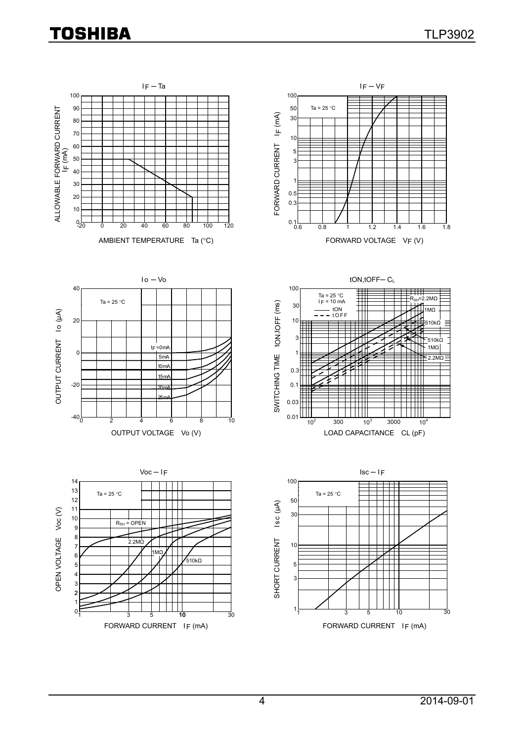$I_F$ – Ta

ALLOWABLE FORWARD CURRENT $I_F$ (mA)

AMBIENT TEMPERATURE Ta (°C)

$I_F$ – $V_F$

Ta = 25 °C

FORWARD CURRENT $I_F$ (mA)

FORWARD VOLTAGE $V_F$ (V)

Io – Vo

Ta = 25 °C

$I_F$ = 0mA, 5mA, 10mA, 15mA, 20mA, 25mA

OUTPUT CURRENT Io (μA)

OUTPUT VOLTAGE Vo (V)

tON, tOFF – $C_L$

Ta = 25 °C
$I_F$ = 10 mA
—— tON
– – – tOFF

$R_{SH}$ = 2.2MΩ, 1MΩ, 510kΩ

SWITCHING TIME tON, tOFF (ms)

LOAD CAPACITANCE CL (pF)

Voc – $I_F$

Ta = 25 °C

$R_{SH}$ = OPEN, 2.2MΩ, 1MΩ, 510kΩ

OPEN VOLTAGE Voc (V)

FORWARD CURRENT $I_F$ (mA)

Isc – $I_F$

Ta = 25 °C

SHORT CURRENT Isc (μA)

FORWARD CURRENT $I_F$ (mA)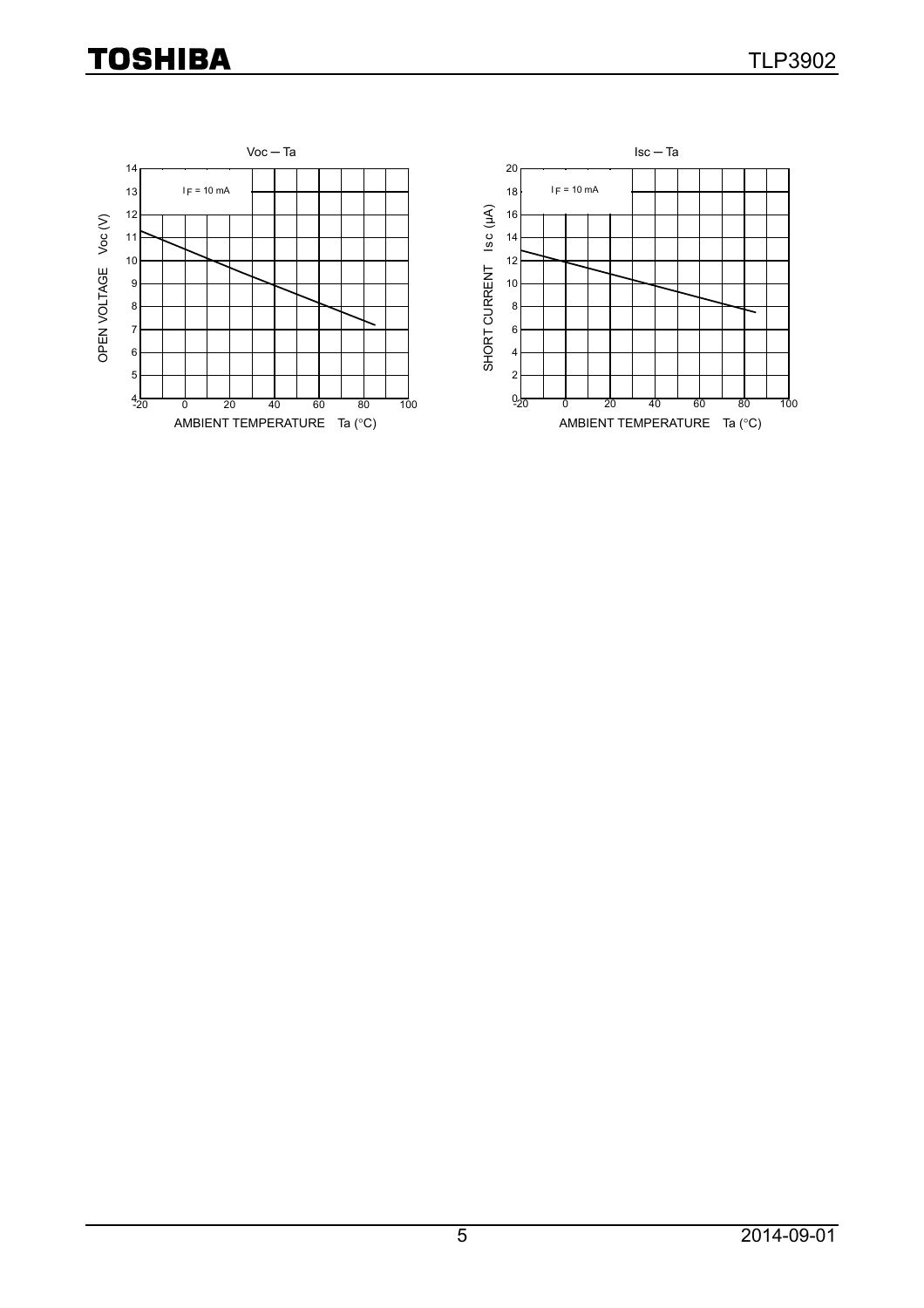Voc — Ta

$I_F$ = 10 mA

OPEN VOLTAGE Voc (V)

AMBIENT TEMPERATURE Ta (°C)

Isc — Ta

$I_F$ = 10 mA

SHORT CURRENT Isc (μA)

AMBIENT TEMPERATURE Ta (°C)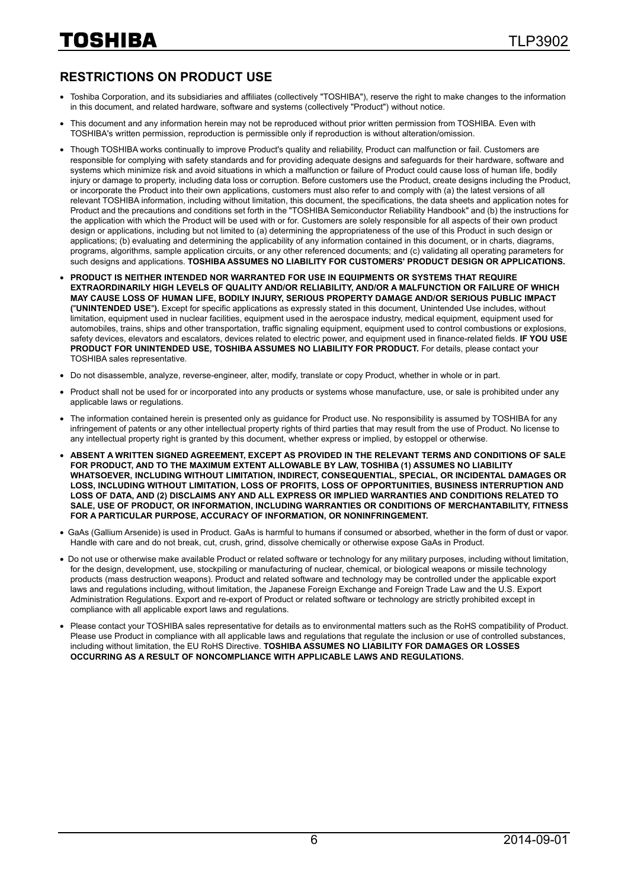## RESTRICTIONS ON PRODUCT USE

- Toshiba Corporation, and its subsidiaries and affiliates (collectively "TOSHIBA"), reserve the right to make changes to the information in this document, and related hardware, software and systems (collectively "Product") without notice.
- This document and any information herein may not be reproduced without prior written permission from TOSHIBA. Even with TOSHIBA's written permission, reproduction is permissible only if reproduction is without alteration/omission.
- Though TOSHIBA works continually to improve Product's quality and reliability, Product can malfunction or fail. Customers are responsible for complying with safety standards and for providing adequate designs and safeguards for their hardware, software and systems which minimize risk and avoid situations in which a malfunction or failure of Product could cause loss of human life, bodily injury or damage to property, including data loss or corruption. Before customers use the Product, create designs including the Product, or incorporate the Product into their own applications, customers must also refer to and comply with (a) the latest versions of all relevant TOSHIBA information, including without limitation, this document, the specifications, the data sheets and application notes for Product and the precautions and conditions set forth in the "TOSHIBA Semiconductor Reliability Handbook" and (b) the instructions for the application with which the Product will be used with or for. Customers are solely responsible for all aspects of their own product design or applications, including but not limited to (a) determining the appropriateness of the use of this Product in such design or applications; (b) evaluating and determining the applicability of any information contained in this document, or in charts, diagrams, programs, algorithms, sample application circuits, or any other referenced documents; and (c) validating all operating parameters for such designs and applications. **TOSHIBA ASSUMES NO LIABILITY FOR CUSTOMERS' PRODUCT DESIGN OR APPLICATIONS.**
- **PRODUCT IS NEITHER INTENDED NOR WARRANTED FOR USE IN EQUIPMENTS OR SYSTEMS THAT REQUIRE EXTRAORDINARILY HIGH LEVELS OF QUALITY AND/OR RELIABILITY, AND/OR A MALFUNCTION OR FAILURE OF WHICH MAY CAUSE LOSS OF HUMAN LIFE, BODILY INJURY, SERIOUS PROPERTY DAMAGE AND/OR SERIOUS PUBLIC IMPACT ("UNINTENDED USE").** Except for specific applications as expressly stated in this document, Unintended Use includes, without limitation, equipment used in nuclear facilities, equipment used in the aerospace industry, medical equipment, equipment used for automobiles, trains, ships and other transportation, traffic signaling equipment, equipment used to control combustions or explosions, safety devices, elevators and escalators, devices related to electric power, and equipment used in finance-related fields. **IF YOU USE PRODUCT FOR UNINTENDED USE, TOSHIBA ASSUMES NO LIABILITY FOR PRODUCT.** For details, please contact your TOSHIBA sales representative.
- Do not disassemble, analyze, reverse-engineer, alter, modify, translate or copy Product, whether in whole or in part.
- Product shall not be used for or incorporated into any products or systems whose manufacture, use, or sale is prohibited under any applicable laws or regulations.
- The information contained herein is presented only as guidance for Product use. No responsibility is assumed by TOSHIBA for any infringement of patents or any other intellectual property rights of third parties that may result from the use of Product. No license to any intellectual property right is granted by this document, whether express or implied, by estoppel or otherwise.
- **ABSENT A WRITTEN SIGNED AGREEMENT, EXCEPT AS PROVIDED IN THE RELEVANT TERMS AND CONDITIONS OF SALE FOR PRODUCT, AND TO THE MAXIMUM EXTENT ALLOWABLE BY LAW, TOSHIBA (1) ASSUMES NO LIABILITY WHATSOEVER, INCLUDING WITHOUT LIMITATION, INDIRECT, CONSEQUENTIAL, SPECIAL, OR INCIDENTAL DAMAGES OR LOSS, INCLUDING WITHOUT LIMITATION, LOSS OF PROFITS, LOSS OF OPPORTUNITIES, BUSINESS INTERRUPTION AND LOSS OF DATA, AND (2) DISCLAIMS ANY AND ALL EXPRESS OR IMPLIED WARRANTIES AND CONDITIONS RELATED TO SALE, USE OF PRODUCT, OR INFORMATION, INCLUDING WARRANTIES OR CONDITIONS OF MERCHANTABILITY, FITNESS FOR A PARTICULAR PURPOSE, ACCURACY OF INFORMATION, OR NONINFRINGEMENT.**
- GaAs (Gallium Arsenide) is used in Product. GaAs is harmful to humans if consumed or absorbed, whether in the form of dust or vapor. Handle with care and do not break, cut, crush, grind, dissolve chemically or otherwise expose GaAs in Product.
- Do not use or otherwise make available Product or related software or technology for any military purposes, including without limitation, for the design, development, use, stockpiling or manufacturing of nuclear, chemical, or biological weapons or missile technology products (mass destruction weapons). Product and related software and technology may be controlled under the applicable export laws and regulations including, without limitation, the Japanese Foreign Exchange and Foreign Trade Law and the U.S. Export Administration Regulations. Export and re-export of Product or related software or technology are strictly prohibited except in compliance with all applicable export laws and regulations.
- Please contact your TOSHIBA sales representative for details as to environmental matters such as the RoHS compatibility of Product. Please use Product in compliance with all applicable laws and regulations that regulate the inclusion or use of controlled substances, including without limitation, the EU RoHS Directive. **TOSHIBA ASSUMES NO LIABILITY FOR DAMAGES OR LOSSES OCCURRING AS A RESULT OF NONCOMPLIANCE WITH APPLICABLE LAWS AND REGULATIONS.**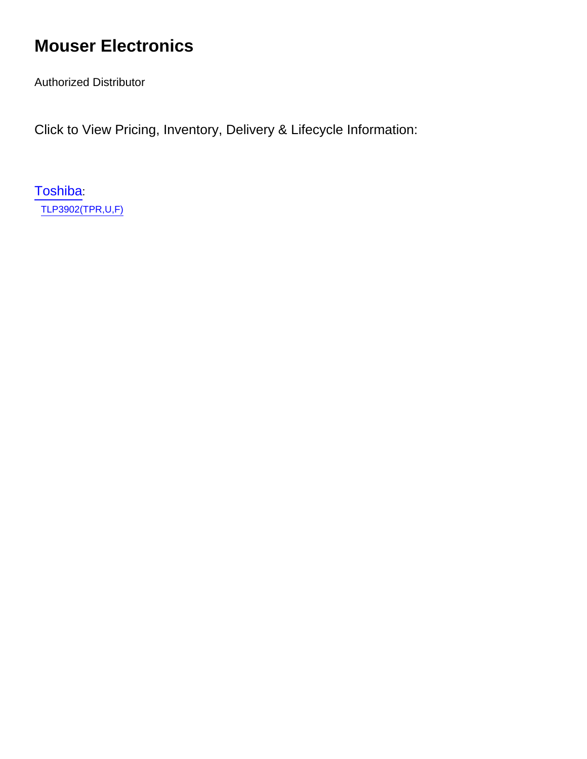# Mouser Electronics

Authorized Distributor

Click to View Pricing, Inventory, Delivery & Lifecycle Information:

Toshiba:

TLP3902(TPR,U,F)